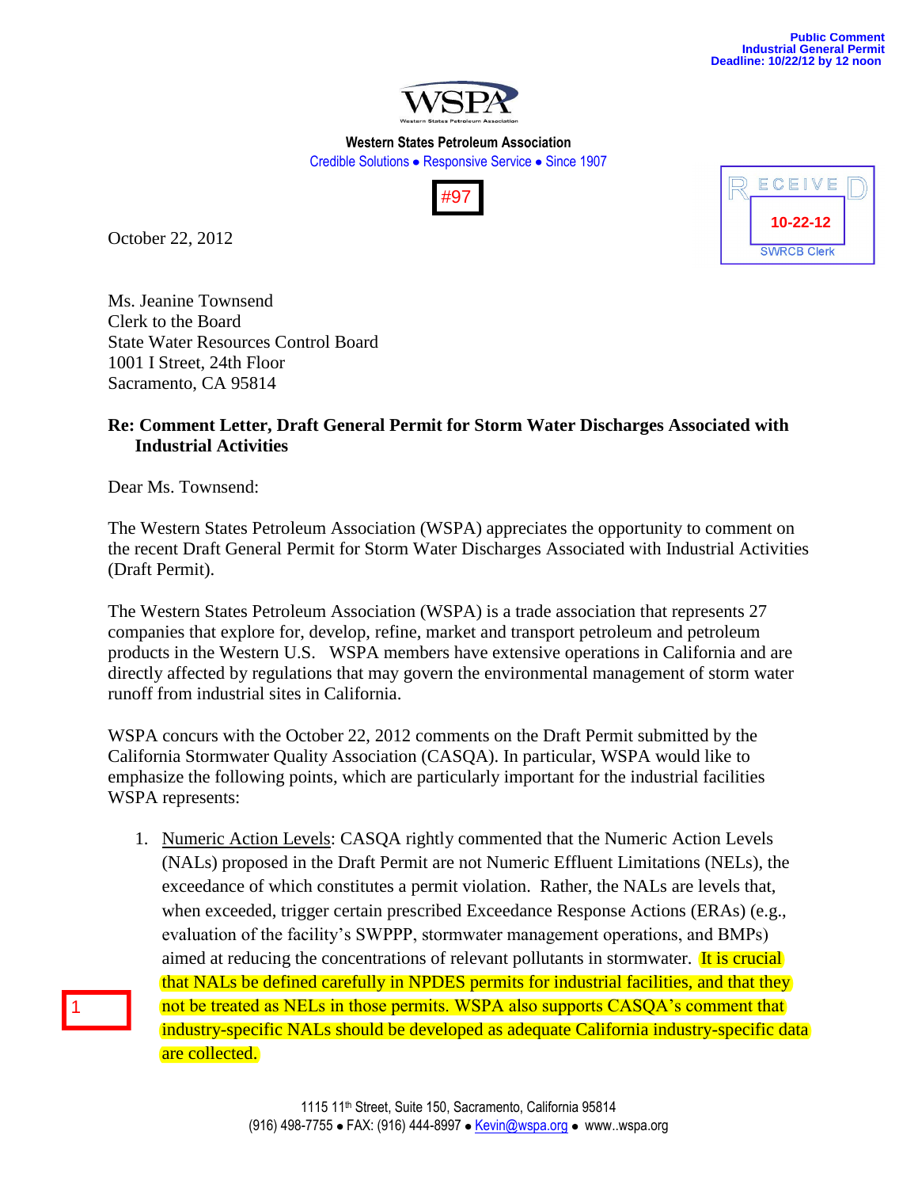Public Comment
Industrial General Permit
Deadline: 10/22/12 by 12 noon

WSPA

**Western States Petroleum Association**
Credible Solutions • Responsive Service • Since 1907

#97

RECEIVED
10-22-12
SWRCB Clerk

October 22, 2012

Ms. Jeanine Townsend
Clerk to the Board
State Water Resources Control Board
1001 I Street, 24th Floor
Sacramento, CA 95814

**Re: Comment Letter, Draft General Permit for Storm Water Discharges Associated with Industrial Activities**

Dear Ms. Townsend:

The Western States Petroleum Association (WSPA) appreciates the opportunity to comment on the recent Draft General Permit for Storm Water Discharges Associated with Industrial Activities (Draft Permit).

The Western States Petroleum Association (WSPA) is a trade association that represents 27 companies that explore for, develop, refine, market and transport petroleum and petroleum products in the Western U.S. WSPA members have extensive operations in California and are directly affected by regulations that may govern the environmental management of storm water runoff from industrial sites in California.

WSPA concurs with the October 22, 2012 comments on the Draft Permit submitted by the California Stormwater Quality Association (CASQA). In particular, WSPA would like to emphasize the following points, which are particularly important for the industrial facilities WSPA represents:

1. Numeric Action Levels: CASQA rightly commented that the Numeric Action Levels (NALs) proposed in the Draft Permit are not Numeric Effluent Limitations (NELs), the exceedance of which constitutes a permit violation. Rather, the NALs are levels that, when exceeded, trigger certain prescribed Exceedance Response Actions (ERAs) (e.g., evaluation of the facility's SWPPP, stormwater management operations, and BMPs) aimed at reducing the concentrations of relevant pollutants in stormwater. It is crucial that NALs be defined carefully in NPDES permits for industrial facilities, and that they not be treated as NELs in those permits. WSPA also supports CASQA's comment that industry-specific NALs should be developed as adequate California industry-specific data are collected.

1

1115 11th Street, Suite 150, Sacramento, California 95814
(916) 498-7755 • FAX: (916) 444-8997 • Kevin@wspa.org • www..wspa.org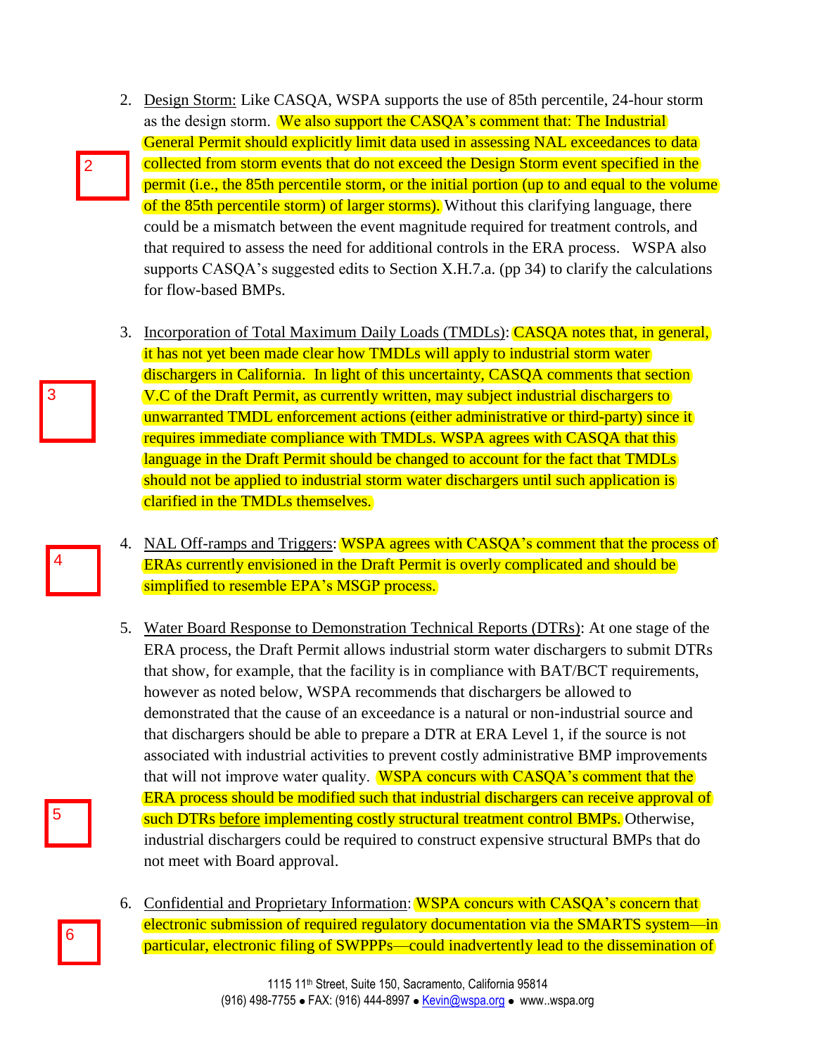2. Design Storm: Like CASQA, WSPA supports the use of 85th percentile, 24-hour storm as the design storm. We also support the CASQA's comment that: The Industrial General Permit should explicitly limit data used in assessing NAL exceedances to data collected from storm events that do not exceed the Design Storm event specified in the permit (i.e., the 85th percentile storm, or the initial portion (up to and equal to the volume of the 85th percentile storm) of larger storms). Without this clarifying language, there could be a mismatch between the event magnitude required for treatment controls, and that required to assess the need for additional controls in the ERA process. WSPA also supports CASQA's suggested edits to Section X.H.7.a. (pp 34) to clarify the calculations for flow-based BMPs.

3. Incorporation of Total Maximum Daily Loads (TMDLs): CASQA notes that, in general, it has not yet been made clear how TMDLs will apply to industrial storm water dischargers in California. In light of this uncertainty, CASQA comments that section V.C of the Draft Permit, as currently written, may subject industrial dischargers to unwarranted TMDL enforcement actions (either administrative or third-party) since it requires immediate compliance with TMDLs. WSPA agrees with CASQA that this language in the Draft Permit should be changed to account for the fact that TMDLs should not be applied to industrial storm water dischargers until such application is clarified in the TMDLs themselves.

4. NAL Off-ramps and Triggers: WSPA agrees with CASQA's comment that the process of ERAs currently envisioned in the Draft Permit is overly complicated and should be simplified to resemble EPA's MSGP process.

5. Water Board Response to Demonstration Technical Reports (DTRs): At one stage of the ERA process, the Draft Permit allows industrial storm water dischargers to submit DTRs that show, for example, that the facility is in compliance with BAT/BCT requirements, however as noted below, WSPA recommends that dischargers be allowed to demonstrated that the cause of an exceedance is a natural or non-industrial source and that dischargers should be able to prepare a DTR at ERA Level 1, if the source is not associated with industrial activities to prevent costly administrative BMP improvements that will not improve water quality. WSPA concurs with CASQA's comment that the ERA process should be modified such that industrial dischargers can receive approval of such DTRs before implementing costly structural treatment control BMPs. Otherwise, industrial dischargers could be required to construct expensive structural BMPs that do not meet with Board approval.

6. Confidential and Proprietary Information: WSPA concurs with CASQA's concern that electronic submission of required regulatory documentation via the SMARTS system—in particular, electronic filing of SWPPPs—could inadvertently lead to the dissemination of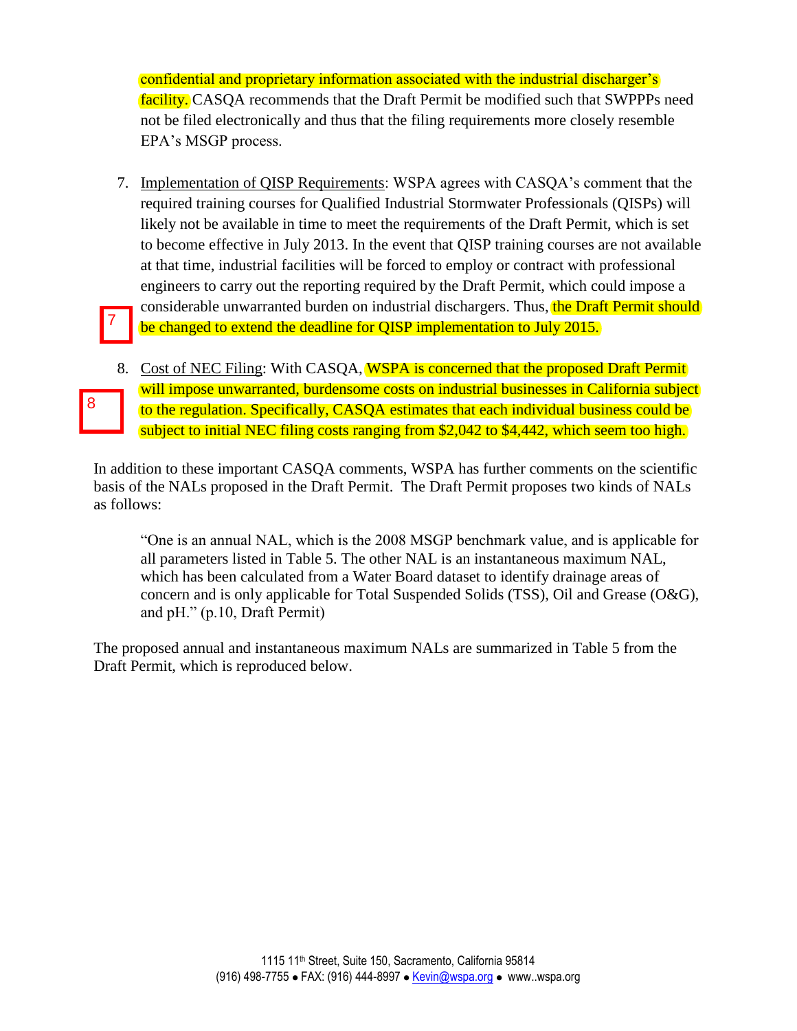confidential and proprietary information associated with the industrial discharger's facility. CASQA recommends that the Draft Permit be modified such that SWPPPs need not be filed electronically and thus that the filing requirements more closely resemble EPA's MSGP process.

7. Implementation of QISP Requirements: WSPA agrees with CASQA's comment that the required training courses for Qualified Industrial Stormwater Professionals (QISPs) will likely not be available in time to meet the requirements of the Draft Permit, which is set to become effective in July 2013. In the event that QISP training courses are not available at that time, industrial facilities will be forced to employ or contract with professional engineers to carry out the reporting required by the Draft Permit, which could impose a considerable unwarranted burden on industrial dischargers. Thus, the Draft Permit should be changed to extend the deadline for QISP implementation to July 2015.

8. Cost of NEC Filing: With CASQA, WSPA is concerned that the proposed Draft Permit will impose unwarranted, burdensome costs on industrial businesses in California subject to the regulation. Specifically, CASQA estimates that each individual business could be subject to initial NEC filing costs ranging from $2,042 to $4,442, which seem too high.

In addition to these important CASQA comments, WSPA has further comments on the scientific basis of the NALs proposed in the Draft Permit. The Draft Permit proposes two kinds of NALs as follows:

> "One is an annual NAL, which is the 2008 MSGP benchmark value, and is applicable for all parameters listed in Table 5. The other NAL is an instantaneous maximum NAL, which has been calculated from a Water Board dataset to identify drainage areas of concern and is only applicable for Total Suspended Solids (TSS), Oil and Grease (O&G), and pH." (p.10, Draft Permit)

The proposed annual and instantaneous maximum NALs are summarized in Table 5 from the Draft Permit, which is reproduced below.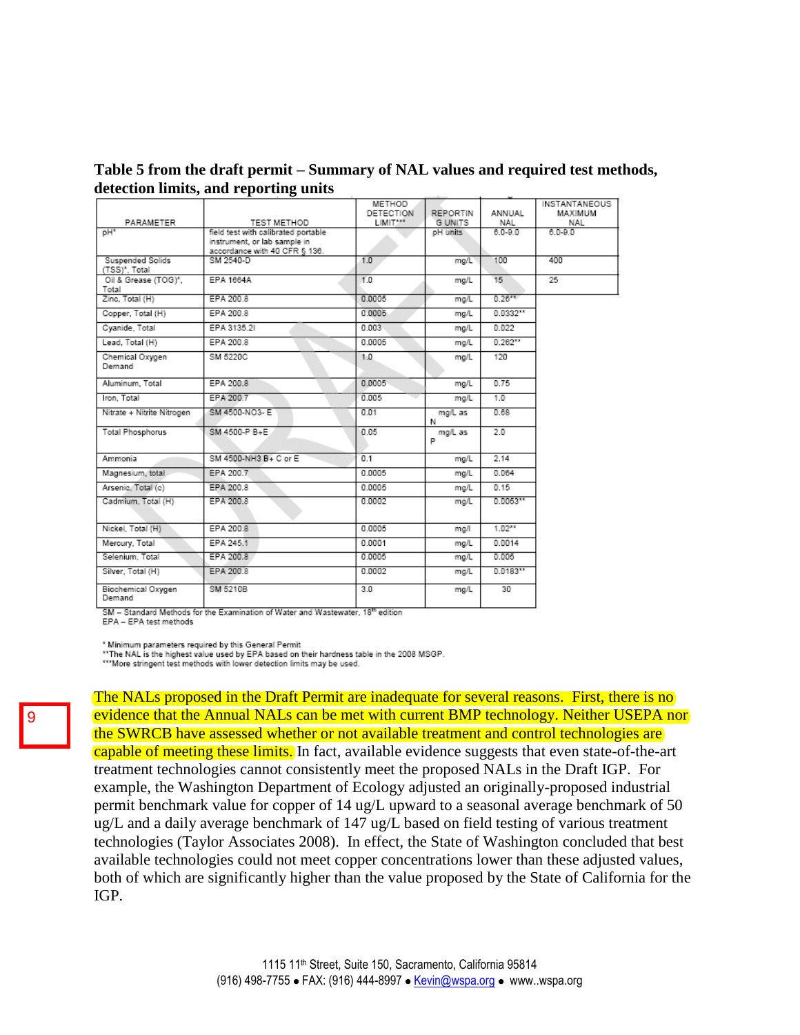**Table 5 from the draft permit – Summary of NAL values and required test methods, detection limits, and reporting units**

| PARAMETER | TEST METHOD | METHOD DETECTION LIMIT*** | REPORTING UNITS | ANNUAL NAL | INSTANTANEOUS MAXIMUM NAL |
|---|---|---|---|---|---|
| pH* | field test with calibrated portable instrument, or lab sample in accordance with 40 CFR § 136. | | pH units | 6.0-9.0 | 6.0-9.0 |
| Suspended Solids (TSS)*, Total | SM 2540-D | 1.0 | mg/L | 100 | 400 |
| Oil & Grease (TOG)*, Total | EPA 1664A | 1.0 | mg/L | 15 | 25 |
| Zinc, Total (H) | EPA 200.8 | 0.0005 | mg/L | 0.26** | |
| Copper, Total (H) | EPA 200.8 | 0.0005 | mg/L | 0.0332** | |
| Cyanide, Total | EPA 3135.2I | 0.003 | mg/L | 0.022 | |
| Lead, Total (H) | EPA 200.8 | 0.0005 | mg/L | 0.262** | |
| Chemical Oxygen Demand | SM 5220C | 1.0 | mg/L | 120 | |
| Aluminum, Total | EPA 200.8 | 0.0005 | mg/L | 0.75 | |
| Iron, Total | EPA 200.7 | 0.005 | mg/L | 1.0 | |
| Nitrate + Nitrite Nitrogen | SM 4500-NO3- E | 0.01 | mg/L as N | 0.68 | |
| Total Phosphorus | SM 4500-P B+E | 0.05 | mg/L as P | 2.0 | |
| Ammonia | SM 4500-NH3 B+ C or E | 0.1 | mg/L | 2.14 | |
| Magnesium, total | EPA 200.7 | 0.0005 | mg/L | 0.064 | |
| Arsenic, Total (c) | EPA 200.8 | 0.0005 | mg/L | 0.15 | |
| Cadmium, Total (H) | EPA 200.8 | 0.0002 | mg/L | 0.0053** | |
| Nickel, Total (H) | EPA 200.8 | 0.0005 | mg/l | 1.02** | |
| Mercury, Total | EPA 245.1 | 0.0001 | mg/L | 0.0014 | |
| Selenium, Total | EPA 200.8 | 0.0005 | mg/L | 0.005 | |
| Silver, Total (H) | EPA 200.8 | 0.0002 | mg/L | 0.0183** | |
| Biochemical Oxygen Demand | SM 5210B | 3.0 | mg/L | 30 | |

SM – Standard Methods for the Examination of Water and Wastewater, 18th edition
EPA – EPA test methods

* Minimum parameters required by this General Permit
**The NAL is the highest value used by EPA based on their hardness table in the 2008 MSGP.
***More stringent test methods with lower detection limits may be used.

9

The NALs proposed in the Draft Permit are inadequate for several reasons. First, there is no evidence that the Annual NALs can be met with current BMP technology. Neither USEPA nor the SWRCB have assessed whether or not available treatment and control technologies are capable of meeting these limits. In fact, available evidence suggests that even state-of-the-art treatment technologies cannot consistently meet the proposed NALs in the Draft IGP. For example, the Washington Department of Ecology adjusted an originally-proposed industrial permit benchmark value for copper of 14 ug/L upward to a seasonal average benchmark of 50 ug/L and a daily average benchmark of 147 ug/L based on field testing of various treatment technologies (Taylor Associates 2008). In effect, the State of Washington concluded that best available technologies could not meet copper concentrations lower than these adjusted values, both of which are significantly higher than the value proposed by the State of California for the IGP.

1115 11th Street, Suite 150, Sacramento, California 95814
(916) 498-7755 • FAX: (916) 444-8997 • Kevin@wspa.org • www..wspa.org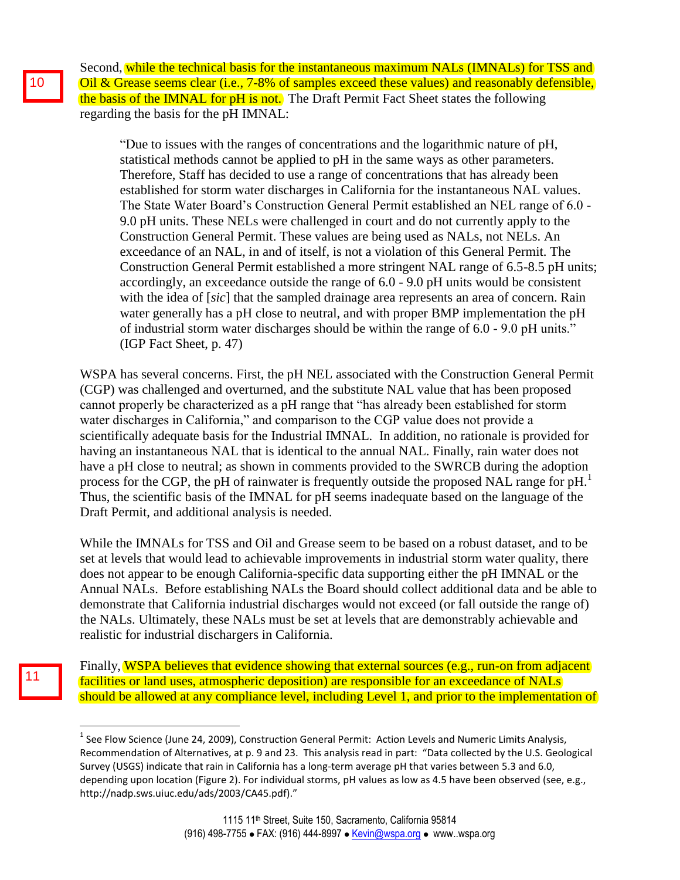10

Second, while the technical basis for the instantaneous maximum NALs (IMNALs) for TSS and Oil & Grease seems clear (i.e., 7-8% of samples exceed these values) and reasonably defensible, the basis of the IMNAL for pH is not. The Draft Permit Fact Sheet states the following regarding the basis for the pH IMNAL:

> "Due to issues with the ranges of concentrations and the logarithmic nature of pH, statistical methods cannot be applied to pH in the same ways as other parameters. Therefore, Staff has decided to use a range of concentrations that has already been established for storm water discharges in California for the instantaneous NAL values. The State Water Board's Construction General Permit established an NEL range of 6.0 - 9.0 pH units. These NELs were challenged in court and do not currently apply to the Construction General Permit. These values are being used as NALs, not NELs. An exceedance of an NAL, in and of itself, is not a violation of this General Permit. The Construction General Permit established a more stringent NAL range of 6.5-8.5 pH units; accordingly, an exceedance outside the range of 6.0 - 9.0 pH units would be consistent with the idea of [*sic*] that the sampled drainage area represents an area of concern. Rain water generally has a pH close to neutral, and with proper BMP implementation the pH of industrial storm water discharges should be within the range of 6.0 - 9.0 pH units." (IGP Fact Sheet, p. 47)

WSPA has several concerns. First, the pH NEL associated with the Construction General Permit (CGP) was challenged and overturned, and the substitute NAL value that has been proposed cannot properly be characterized as a pH range that "has already been established for storm water discharges in California," and comparison to the CGP value does not provide a scientifically adequate basis for the Industrial IMNAL. In addition, no rationale is provided for having an instantaneous NAL that is identical to the annual NAL. Finally, rain water does not have a pH close to neutral; as shown in comments provided to the SWRCB during the adoption process for the CGP, the pH of rainwater is frequently outside the proposed NAL range for pH.[1] Thus, the scientific basis of the IMNAL for pH seems inadequate based on the language of the Draft Permit, and additional analysis is needed.

While the IMNALs for TSS and Oil and Grease seem to be based on a robust dataset, and to be set at levels that would lead to achievable improvements in industrial storm water quality, there does not appear to be enough California-specific data supporting either the pH IMNAL or the Annual NALs. Before establishing NALs the Board should collect additional data and be able to demonstrate that California industrial discharges would not exceed (or fall outside the range of) the NALs. Ultimately, these NALs must be set at levels that are demonstrably achievable and realistic for industrial dischargers in California.

11

Finally, WSPA believes that evidence showing that external sources (e.g., run-on from adjacent facilities or land uses, atmospheric deposition) are responsible for an exceedance of NALs should be allowed at any compliance level, including Level 1, and prior to the implementation of

[1] See Flow Science (June 24, 2009), Construction General Permit: Action Levels and Numeric Limits Analysis, Recommendation of Alternatives, at p. 9 and 23. This analysis read in part: "Data collected by the U.S. Geological Survey (USGS) indicate that rain in California has a long-term average pH that varies between 5.3 and 6.0, depending upon location (Figure 2). For individual storms, pH values as low as 4.5 have been observed (see, e.g., http://nadp.sws.uiuc.edu/ads/2003/CA45.pdf)."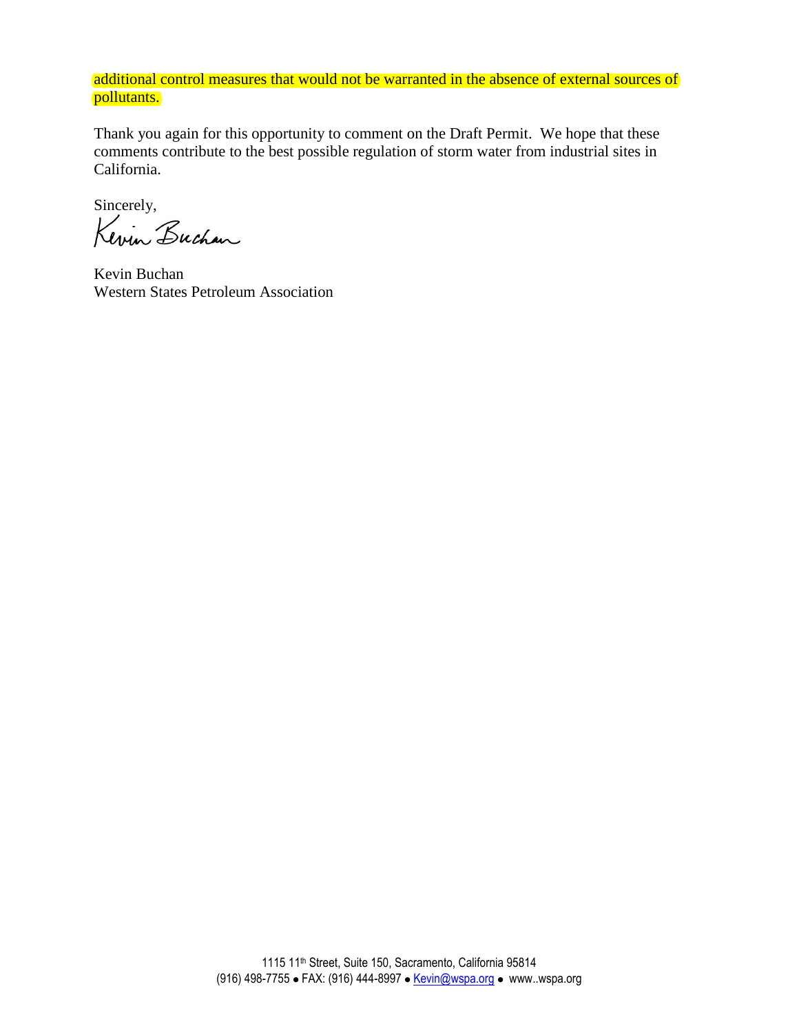additional control measures that would not be warranted in the absence of external sources of pollutants.

Thank you again for this opportunity to comment on the Draft Permit. We hope that these comments contribute to the best possible regulation of storm water from industrial sites in California.

Sincerely,

Kevin Buchan

Kevin Buchan
Western States Petroleum Association

1115 11th Street, Suite 150, Sacramento, California 95814
(916) 498-7755 • FAX: (916) 444-8997 • Kevin@wspa.org • www..wspa.org